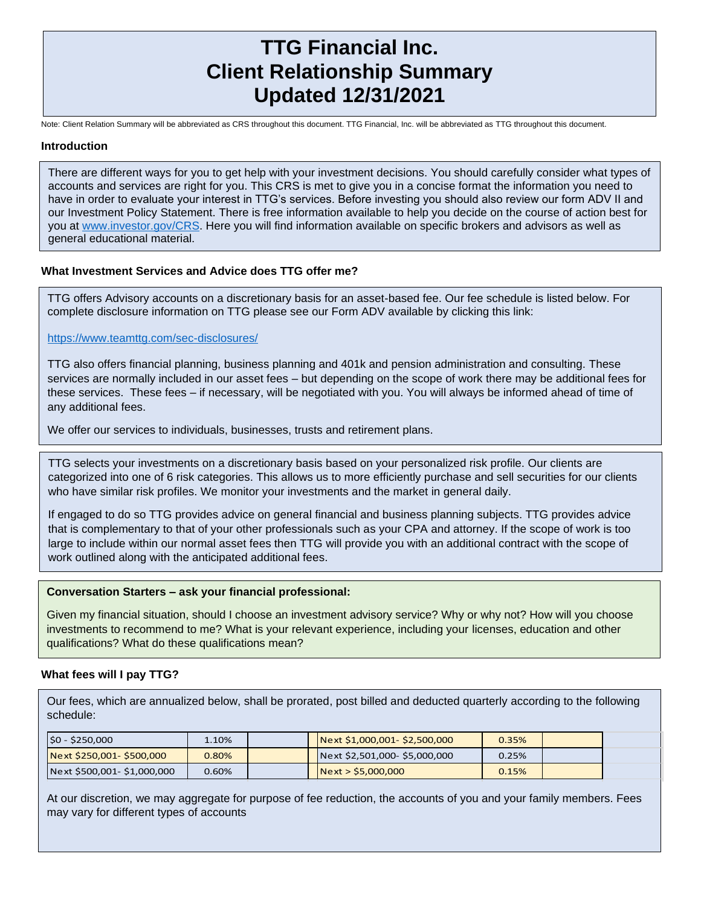# TTG Financial Inc.
# Client Relationship Summary
# Updated 12/31/2021

Note: Client Relation Summary will be abbreviated as CRS throughout this document. TTG Financial, Inc. will be abbreviated as TTG throughout this document.

### Introduction

There are different ways for you to get help with your investment decisions. You should carefully consider what types of accounts and services are right for you. This CRS is met to give you in a concise format the information you need to have in order to evaluate your interest in TTG's services. Before investing you should also review our form ADV II and our Investment Policy Statement. There is free information available to help you decide on the course of action best for you at www.investor.gov/CRS. Here you will find information available on specific brokers and advisors as well as general educational material.

### What Investment Services and Advice does TTG offer me?

TTG offers Advisory accounts on a discretionary basis for an asset-based fee. Our fee schedule is listed below. For complete disclosure information on TTG please see our Form ADV available by clicking this link:

https://www.teamttg.com/sec-disclosures/

TTG also offers financial planning, business planning and 401k and pension administration and consulting. These services are normally included in our asset fees – but depending on the scope of work there may be additional fees for these services. These fees – if necessary, will be negotiated with you. You will always be informed ahead of time of any additional fees.

We offer our services to individuals, businesses, trusts and retirement plans.

TTG selects your investments on a discretionary basis based on your personalized risk profile. Our clients are categorized into one of 6 risk categories. This allows us to more efficiently purchase and sell securities for our clients who have similar risk profiles. We monitor your investments and the market in general daily.

If engaged to do so TTG provides advice on general financial and business planning subjects. TTG provides advice that is complementary to that of your other professionals such as your CPA and attorney. If the scope of work is too large to include within our normal asset fees then TTG will provide you with an additional contract with the scope of work outlined along with the anticipated additional fees.

**Conversation Starters – ask your financial professional:**

Given my financial situation, should I choose an investment advisory service? Why or why not? How will you choose investments to recommend to me? What is your relevant experience, including your licenses, education and other qualifications? What do these qualifications mean?

### What fees will I pay TTG?

Our fees, which are annualized below, shall be prorated, post billed and deducted quarterly according to the following schedule:

| Asset Range | Fee | Asset Range | Fee |
|---|---|---|---|
| $0 - $250,000 | 1.10% | Next $1,000,001- $2,500,000 | 0.35% |
| Next $250,001- $500,000 | 0.80% | Next $2,501,000- $5,000,000 | 0.25% |
| Next $500,001- $1,000,000 | 0.60% | Next > $5,000,000 | 0.15% |

At our discretion, we may aggregate for purpose of fee reduction, the accounts of you and your family members. Fees may vary for different types of accounts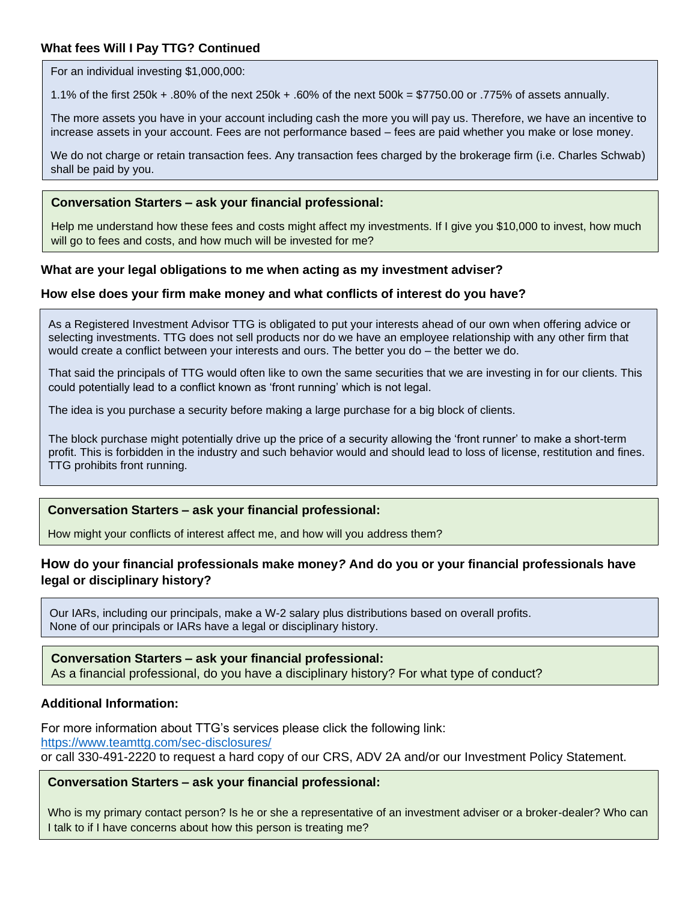### What fees Will I Pay TTG? Continued

For an individual investing $1,000,000:

1.1% of the first 250k + .80% of the next 250k + .60% of the next 500k = $7750.00 or .775% of assets annually.

The more assets you have in your account including cash the more you will pay us. Therefore, we have an incentive to increase assets in your account. Fees are not performance based – fees are paid whether you make or lose money.

We do not charge or retain transaction fees. Any transaction fees charged by the brokerage firm (i.e. Charles Schwab) shall be paid by you.

**Conversation Starters – ask your financial professional:**

Help me understand how these fees and costs might affect my investments. If I give you $10,000 to invest, how much will go to fees and costs, and how much will be invested for me?

### What are your legal obligations to me when acting as my investment adviser?

### How else does your firm make money and what conflicts of interest do you have?

As a Registered Investment Advisor TTG is obligated to put your interests ahead of our own when offering advice or selecting investments. TTG does not sell products nor do we have an employee relationship with any other firm that would create a conflict between your interests and ours. The better you do – the better we do.

That said the principals of TTG would often like to own the same securities that we are investing in for our clients. This could potentially lead to a conflict known as 'front running' which is not legal.

The idea is you purchase a security before making a large purchase for a big block of clients.

The block purchase might potentially drive up the price of a security allowing the 'front runner' to make a short-term profit. This is forbidden in the industry and such behavior would and should lead to loss of license, restitution and fines. TTG prohibits front running.

**Conversation Starters – ask your financial professional:**

How might your conflicts of interest affect me, and how will you address them?

### How do your financial professionals make money? And do you or your financial professionals have legal or disciplinary history?

Our IARs, including our principals, make a W-2 salary plus distributions based on overall profits.
None of our principals or IARs have a legal or disciplinary history.

**Conversation Starters – ask your financial professional:**
As a financial professional, do you have a disciplinary history? For what type of conduct?

### Additional Information:

For more information about TTG's services please click the following link:
https://www.teamttg.com/sec-disclosures/
or call 330-491-2220 to request a hard copy of our CRS, ADV 2A and/or our Investment Policy Statement.

**Conversation Starters – ask your financial professional:**

Who is my primary contact person? Is he or she a representative of an investment adviser or a broker-dealer? Who can I talk to if I have concerns about how this person is treating me?